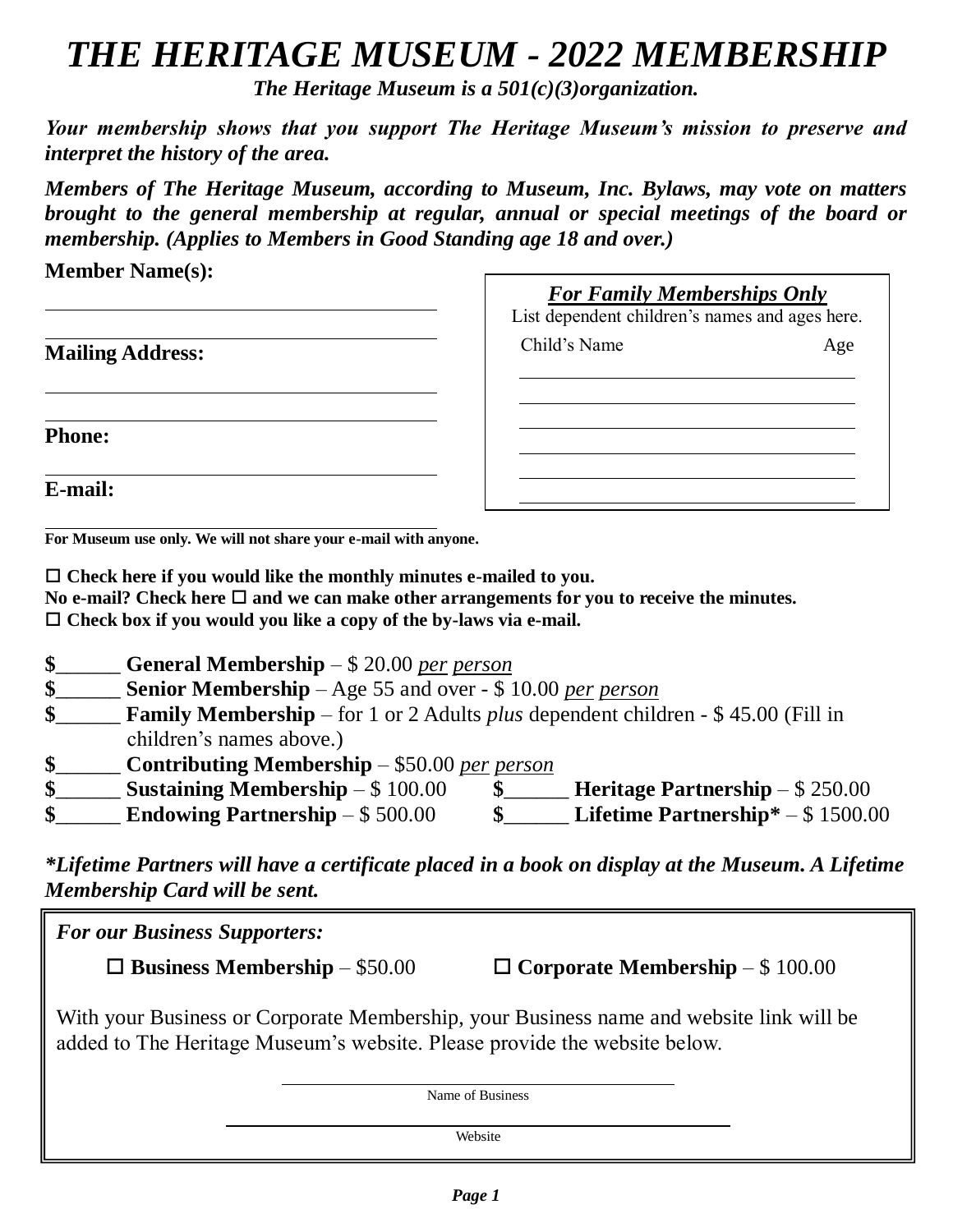# *THE HERITAGE MUSEUM - 2022 MEMBERSHIP*

***The Heritage Museum is a 501(c)(3)organization.***

***Your membership shows that you support The Heritage Museum's mission to preserve and interpret the history of the area.***

***Members of The Heritage Museum, according to Museum, Inc. Bylaws, may vote on matters brought to the general membership at regular, annual or special meetings of the board or membership. (Applies to Members in Good Standing age 18 and over.)***

**Member Name(s):**

______________________________________

______________________________________

**Mailing Address:**

______________________________________

______________________________________

**Phone:**

______________________________________

**E-mail:**

______________________________________

**For Museum use only. We will not share your e-mail with anyone.**

***For Family Memberships Only***

List dependent children's names and ages here.

| Child's Name | Age |
|---|---|
| | |
| | |
| | |
| | |
| | |
| | |

☐ **Check here if you would like the monthly minutes e-mailed to you.**
**No e-mail? Check here ☐ and we can make other arrangements for you to receive the minutes.**
☐ **Check box if you would you like a copy of the by-laws via e-mail.**

**$______ General Membership** – $ 20.00 *per person*
**$______ Senior Membership** – Age 55 and over - $ 10.00 *per person*
**$______ Family Membership** – for 1 or 2 Adults *plus* dependent children - $ 45.00 (Fill in children's names above.)
**$______ Contributing Membership** – $50.00 *per person*
**$______ Sustaining Membership** – $ 100.00
**$______ Heritage Partnership** – $ 250.00
**$______ Endowing Partnership** – $ 500.00
**$______ Lifetime Partnership*** – $ 1500.00

***\*Lifetime Partners will have a certificate placed in a book on display at the Museum. A Lifetime Membership Card will be sent.***

***For our Business Supporters:***

☐ **Business Membership** – $50.00 ☐ **Corporate Membership** – $ 100.00

With your Business or Corporate Membership, your Business name and website link will be added to The Heritage Museum's website. Please provide the website below.

______________________________________
Name of Business

______________________________________
Website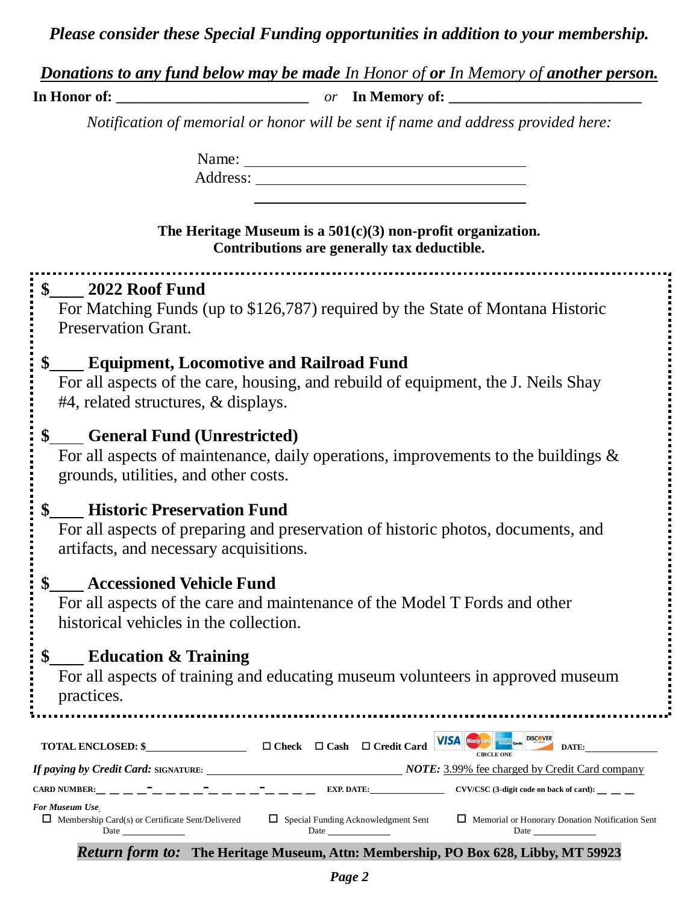*Please consider these Special Funding opportunities in addition to your membership.*

***Donations to any fund below may be made** In Honor of **or** In Memory of **another person.***

**In Honor of:** __________________________ *or* **In Memory of:** __________________________

*Notification of memorial or honor will be sent if name and address provided here:*

Name: ______________________________________
Address: ____________________________________
______________________________________

**The Heritage Museum is a 501(c)(3) non-profit organization.**
**Contributions are generally tax deductible.**

**$____ 2022 Roof Fund**
For Matching Funds (up to $126,787) required by the State of Montana Historic Preservation Grant.

**$____ Equipment, Locomotive and Railroad Fund**
For all aspects of the care, housing, and rebuild of equipment, the J. Neils Shay #4, related structures, & displays.

**$____ General Fund (Unrestricted)**
For all aspects of maintenance, daily operations, improvements to the buildings & grounds, utilities, and other costs.

**$____ Historic Preservation Fund**
For all aspects of preparing and preservation of historic photos, documents, and artifacts, and necessary acquisitions.

**$____ Accessioned Vehicle Fund**
For all aspects of the care and maintenance of the Model T Fords and other historical vehicles in the collection.

**$____ Education & Training**
For all aspects of training and educating museum volunteers in approved museum practices.

**TOTAL ENCLOSED: $**__________________ ☐ **Check** ☐ **Cash** ☐ **Credit Card** VISA MasterCard American Express Discover **CIRCLE ONE** **DATE:** ____________

***If paying by Credit Card:* SIGNATURE:** __________________________________ ***NOTE:*** 3.99% fee charged by Credit Card company

**CARD NUMBER:** _ _ _ _-_ _ _ _-_ _ _ _-_ _ _ _ **EXP. DATE:** ______________ **CVV/CSC (3-digit code on back of card):** _ _ _

***For Museum Use***

☐ Membership Card(s) or Certificate Sent/Delivered Date ____________
☐ Special Funding Acknowledgment Sent Date ____________
☐ Memorial or Honorary Donation Notification Sent Date ____________

***Return form to:* The Heritage Museum, Attn: Membership, PO Box 628, Libby, MT 59923**